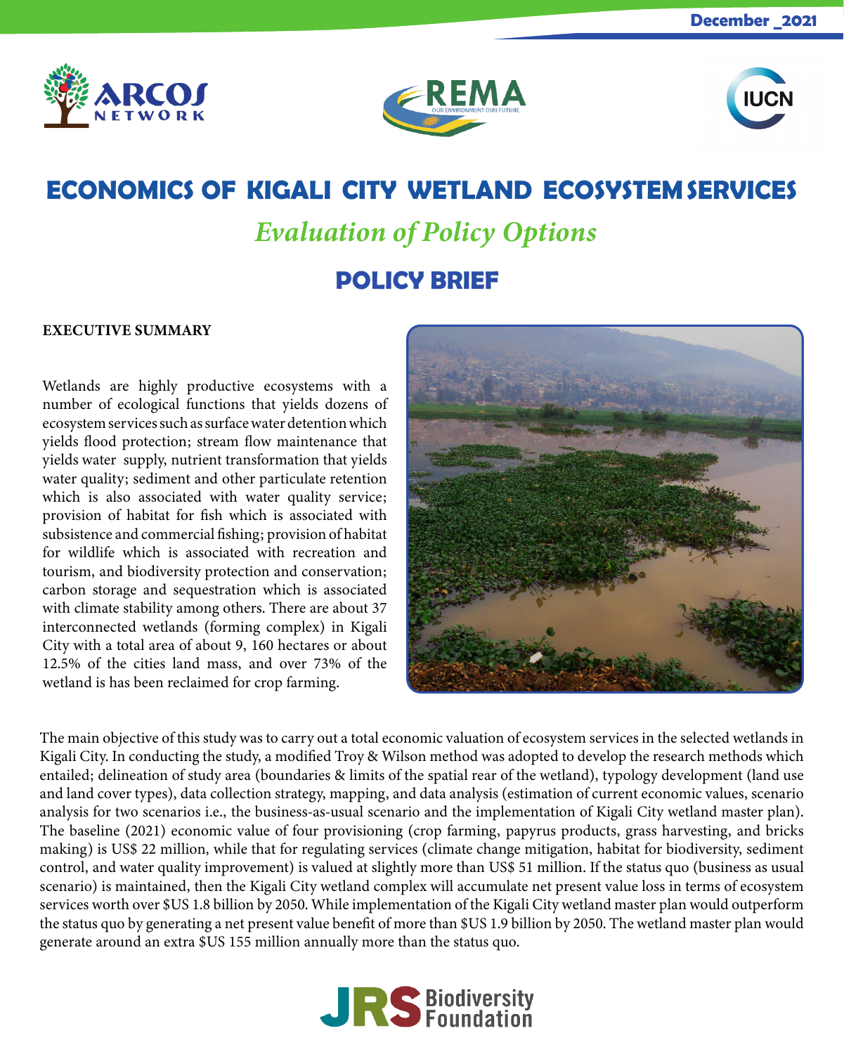December _2021

# ECONOMICS OF KIGALI CITY WETLAND ECOSYSTEM SERVICES

## *Evaluation of Policy Options*

## POLICY BRIEF

**EXECUTIVE SUMMARY**

Wetlands are highly productive ecosystems with a number of ecological functions that yields dozens of ecosystem services such as surface water detention which yields flood protection; stream flow maintenance that yields water supply, nutrient transformation that yields water quality; sediment and other particulate retention which is also associated with water quality service; provision of habitat for fish which is associated with subsistence and commercial fishing; provision of habitat for wildlife which is associated with recreation and tourism, and biodiversity protection and conservation; carbon storage and sequestration which is associated with climate stability among others. There are about 37 interconnected wetlands (forming complex) in Kigali City with a total area of about 9, 160 hectares or about 12.5% of the cities land mass, and over 73% of the wetland is has been reclaimed for crop farming.

The main objective of this study was to carry out a total economic valuation of ecosystem services in the selected wetlands in Kigali City. In conducting the study, a modified Troy & Wilson method was adopted to develop the research methods which entailed; delineation of study area (boundaries & limits of the spatial rear of the wetland), typology development (land use and land cover types), data collection strategy, mapping, and data analysis (estimation of current economic values, scenario analysis for two scenarios i.e., the business-as-usual scenario and the implementation of Kigali City wetland master plan). The baseline (2021) economic value of four provisioning (crop farming, papyrus products, grass harvesting, and bricks making) is US$ 22 million, while that for regulating services (climate change mitigation, habitat for biodiversity, sediment control, and water quality improvement) is valued at slightly more than US$ 51 million. If the status quo (business as usual scenario) is maintained, then the Kigali City wetland complex will accumulate net present value loss in terms of ecosystem services worth over $US 1.8 billion by 2050. While implementation of the Kigali City wetland master plan would outperform the status quo by generating a net present value benefit of more than $US 1.9 billion by 2050. The wetland master plan would generate around an extra $US 155 million annually more than the status quo.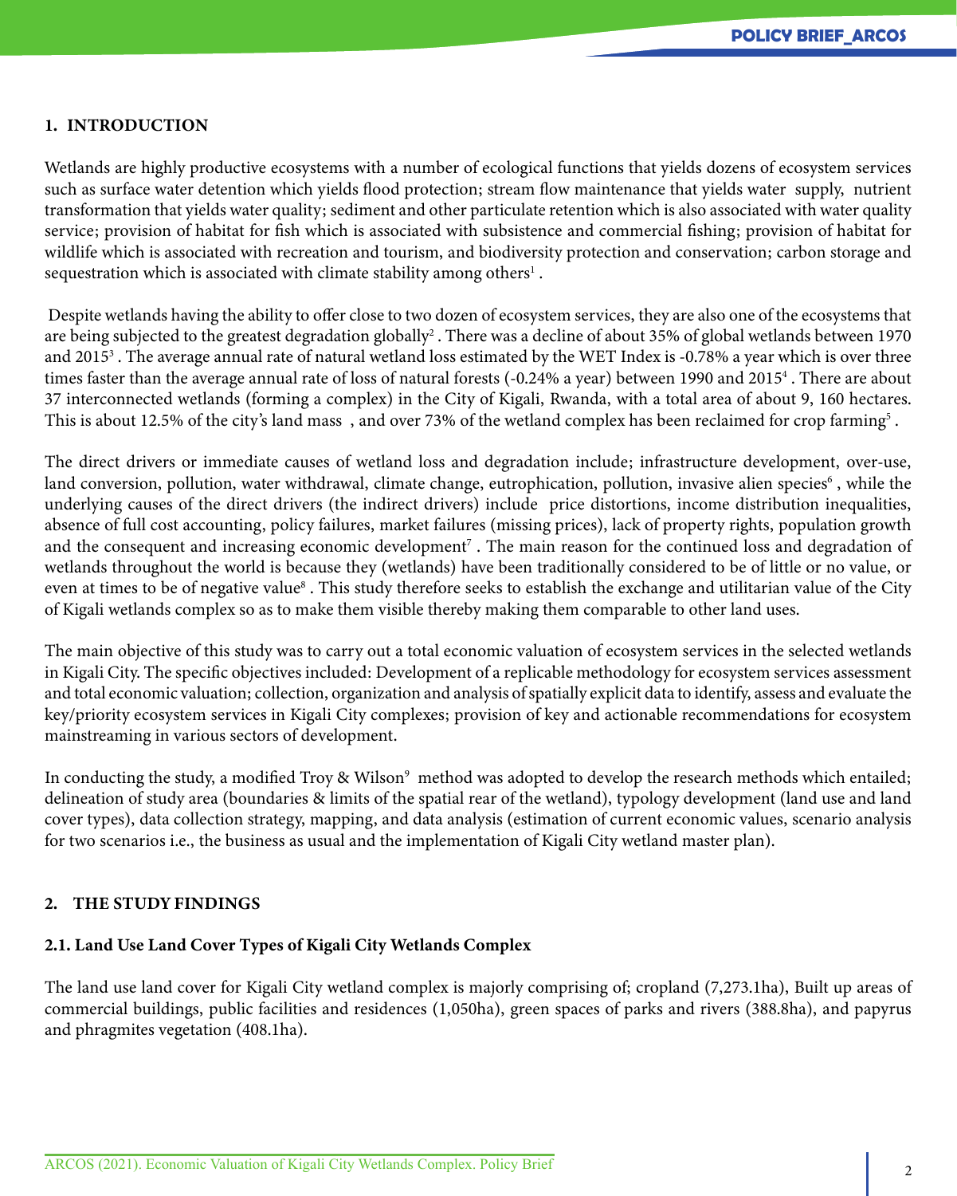## 1. INTRODUCTION

Wetlands are highly productive ecosystems with a number of ecological functions that yields dozens of ecosystem services such as surface water detention which yields flood protection; stream flow maintenance that yields water supply, nutrient transformation that yields water quality; sediment and other particulate retention which is also associated with water quality service; provision of habitat for fish which is associated with subsistence and commercial fishing; provision of habitat for wildlife which is associated with recreation and tourism, and biodiversity protection and conservation; carbon storage and sequestration which is associated with climate stability among others[1] .

Despite wetlands having the ability to offer close to two dozen of ecosystem services, they are also one of the ecosystems that are being subjected to the greatest degradation globally[2] . There was a decline of about 35% of global wetlands between 1970 and 2015[3] . The average annual rate of natural wetland loss estimated by the WET Index is -0.78% a year which is over three times faster than the average annual rate of loss of natural forests (-0.24% a year) between 1990 and 2015[4] . There are about 37 interconnected wetlands (forming a complex) in the City of Kigali, Rwanda, with a total area of about 9, 160 hectares. This is about 12.5% of the city's land mass , and over 73% of the wetland complex has been reclaimed for crop farming[5] .

The direct drivers or immediate causes of wetland loss and degradation include; infrastructure development, over-use, land conversion, pollution, water withdrawal, climate change, eutrophication, pollution, invasive alien species[6] , while the underlying causes of the direct drivers (the indirect drivers) include price distortions, income distribution inequalities, absence of full cost accounting, policy failures, market failures (missing prices), lack of property rights, population growth and the consequent and increasing economic development[7] . The main reason for the continued loss and degradation of wetlands throughout the world is because they (wetlands) have been traditionally considered to be of little or no value, or even at times to be of negative value[8] . This study therefore seeks to establish the exchange and utilitarian value of the City of Kigali wetlands complex so as to make them visible thereby making them comparable to other land uses.

The main objective of this study was to carry out a total economic valuation of ecosystem services in the selected wetlands in Kigali City. The specific objectives included: Development of a replicable methodology for ecosystem services assessment and total economic valuation; collection, organization and analysis of spatially explicit data to identify, assess and evaluate the key/priority ecosystem services in Kigali City complexes; provision of key and actionable recommendations for ecosystem mainstreaming in various sectors of development.

In conducting the study, a modified Troy & Wilson[9] method was adopted to develop the research methods which entailed; delineation of study area (boundaries & limits of the spatial rear of the wetland), typology development (land use and land cover types), data collection strategy, mapping, and data analysis (estimation of current economic values, scenario analysis for two scenarios i.e., the business as usual and the implementation of Kigali City wetland master plan).

## 2. THE STUDY FINDINGS

### 2.1. Land Use Land Cover Types of Kigali City Wetlands Complex

The land use land cover for Kigali City wetland complex is majorly comprising of; cropland (7,273.1ha), Built up areas of commercial buildings, public facilities and residences (1,050ha), green spaces of parks and rivers (388.8ha), and papyrus and phragmites vegetation (408.1ha).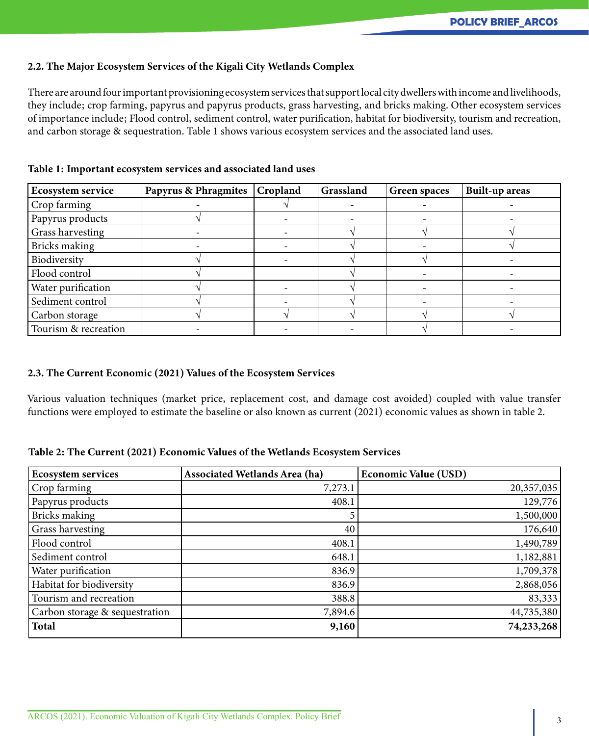### 2.2. The Major Ecosystem Services of the Kigali City Wetlands Complex

There are around four important provisioning ecosystem services that support local city dwellers with income and livelihoods, they include; crop farming, papyrus and papyrus products, grass harvesting, and bricks making. Other ecosystem services of importance include; Flood control, sediment control, water purification, habitat for biodiversity, tourism and recreation, and carbon storage & sequestration. Table 1 shows various ecosystem services and the associated land uses.

**Table 1: Important ecosystem services and associated land uses**

| Ecosystem service | Papyrus & Phragmites | Cropland | Grassland | Green spaces | Built-up areas |
|---|---|---|---|---|---|
| Crop farming | - | √ | - | - | - |
| Papyrus products | √ | - | - | - | - |
| Grass harvesting | - | - | √ | √ | √ |
| Bricks making | - | - | √ | - | √ |
| Biodiversity | √ | - | √ | √ | - |
| Flood control | √ | | √ | - | - |
| Water purification | √ | - | √ | - | - |
| Sediment control | √ | - | √ | - | - |
| Carbon storage | √ | √ | √ | √ | √ |
| Tourism & recreation | - | - | - | √ | - |

### 2.3. The Current Economic (2021) Values of the Ecosystem Services

Various valuation techniques (market price, replacement cost, and damage cost avoided) coupled with value transfer functions were employed to estimate the baseline or also known as current (2021) economic values as shown in table 2.

**Table 2: The Current (2021) Economic Values of the Wetlands Ecosystem Services**

| Ecosystem services | Associated Wetlands Area (ha) | Economic Value (USD) |
|---|---|---|
| Crop farming | 7,273.1 | 20,357,035 |
| Papyrus products | 408.1 | 129,776 |
| Bricks making | 5 | 1,500,000 |
| Grass harvesting | 40 | 176,640 |
| Flood control | 408.1 | 1,490,789 |
| Sediment control | 648.1 | 1,182,881 |
| Water purification | 836.9 | 1,709,378 |
| Habitat for biodiversity | 836.9 | 2,868,056 |
| Tourism and recreation | 388.8 | 83,333 |
| Carbon storage & sequestration | 7,894.6 | 44,735,380 |
| **Total** | **9,160** | **74,233,268** |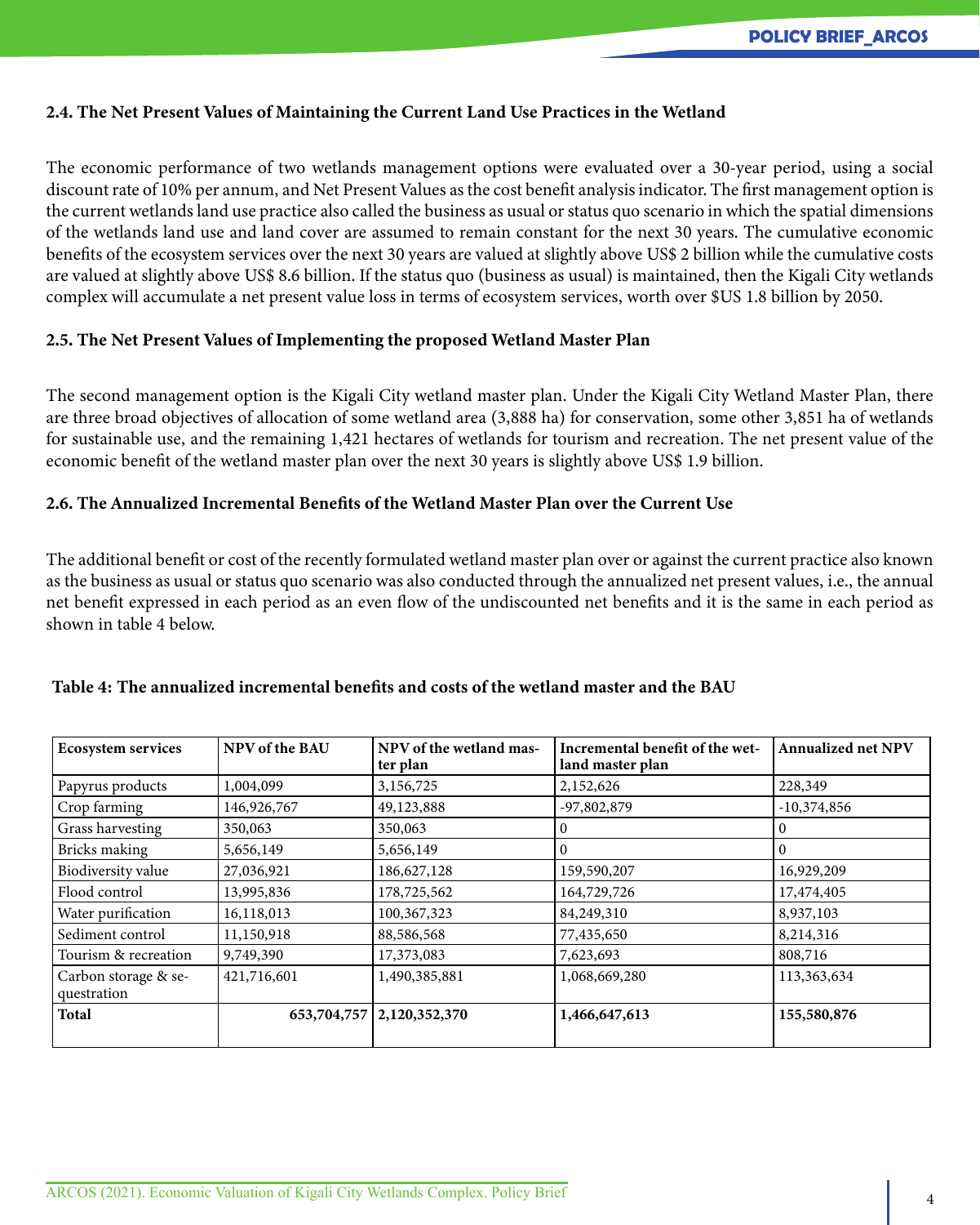### 2.4. The Net Present Values of Maintaining the Current Land Use Practices in the Wetland

The economic performance of two wetlands management options were evaluated over a 30-year period, using a social discount rate of 10% per annum, and Net Present Values as the cost benefit analysis indicator. The first management option is the current wetlands land use practice also called the business as usual or status quo scenario in which the spatial dimensions of the wetlands land use and land cover are assumed to remain constant for the next 30 years. The cumulative economic benefits of the ecosystem services over the next 30 years are valued at slightly above US$ 2 billion while the cumulative costs are valued at slightly above US$ 8.6 billion. If the status quo (business as usual) is maintained, then the Kigali City wetlands complex will accumulate a net present value loss in terms of ecosystem services, worth over $US 1.8 billion by 2050.

### 2.5. The Net Present Values of Implementing the proposed Wetland Master Plan

The second management option is the Kigali City wetland master plan. Under the Kigali City Wetland Master Plan, there are three broad objectives of allocation of some wetland area (3,888 ha) for conservation, some other 3,851 ha of wetlands for sustainable use, and the remaining 1,421 hectares of wetlands for tourism and recreation. The net present value of the economic benefit of the wetland master plan over the next 30 years is slightly above US$ 1.9 billion.

### 2.6. The Annualized Incremental Benefits of the Wetland Master Plan over the Current Use

The additional benefit or cost of the recently formulated wetland master plan over or against the current practice also known as the business as usual or status quo scenario was also conducted through the annualized net present values, i.e., the annual net benefit expressed in each period as an even flow of the undiscounted net benefits and it is the same in each period as shown in table 4 below.

**Table 4: The annualized incremental benefits and costs of the wetland master and the BAU**

| Ecosystem services | NPV of the BAU | NPV of the wetland master plan | Incremental benefit of the wetland master plan | Annualized net NPV |
|---|---|---|---|---|
| Papyrus products | 1,004,099 | 3,156,725 | 2,152,626 | 228,349 |
| Crop farming | 146,926,767 | 49,123,888 | -97,802,879 | -10,374,856 |
| Grass harvesting | 350,063 | 350,063 | 0 | 0 |
| Bricks making | 5,656,149 | 5,656,149 | 0 | 0 |
| Biodiversity value | 27,036,921 | 186,627,128 | 159,590,207 | 16,929,209 |
| Flood control | 13,995,836 | 178,725,562 | 164,729,726 | 17,474,405 |
| Water purification | 16,118,013 | 100,367,323 | 84,249,310 | 8,937,103 |
| Sediment control | 11,150,918 | 88,586,568 | 77,435,650 | 8,214,316 |
| Tourism & recreation | 9,749,390 | 17,373,083 | 7,623,693 | 808,716 |
| Carbon storage & sequestration | 421,716,601 | 1,490,385,881 | 1,068,669,280 | 113,363,634 |
| **Total** | **653,704,757** | **2,120,352,370** | **1,466,647,613** | **155,580,876** |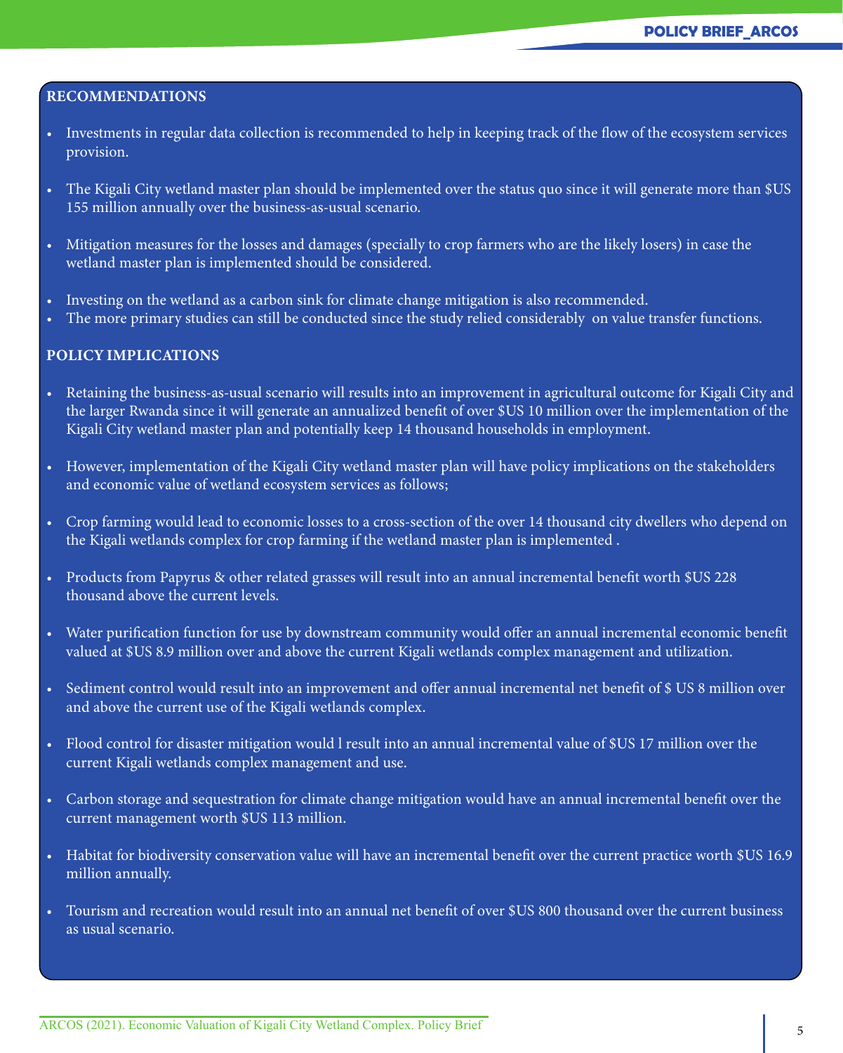## RECOMMENDATIONS

- Investments in regular data collection is recommended to help in keeping track of the flow of the ecosystem services provision.
- The Kigali City wetland master plan should be implemented over the status quo since it will generate more than $US 155 million annually over the business-as-usual scenario.
- Mitigation measures for the losses and damages (specially to crop farmers who are the likely losers) in case the wetland master plan is implemented should be considered.
- Investing on the wetland as a carbon sink for climate change mitigation is also recommended.
- The more primary studies can still be conducted since the study relied considerably on value transfer functions.

## POLICY IMPLICATIONS

- Retaining the business-as-usual scenario will results into an improvement in agricultural outcome for Kigali City and the larger Rwanda since it will generate an annualized benefit of over $US 10 million over the implementation of the Kigali City wetland master plan and potentially keep 14 thousand households in employment.
- However, implementation of the Kigali City wetland master plan will have policy implications on the stakeholders and economic value of wetland ecosystem services as follows;
- Crop farming would lead to economic losses to a cross-section of the over 14 thousand city dwellers who depend on the Kigali wetlands complex for crop farming if the wetland master plan is implemented .
- Products from Papyrus & other related grasses will result into an annual incremental benefit worth $US 228 thousand above the current levels.
- Water purification function for use by downstream community would offer an annual incremental economic benefit valued at $US 8.9 million over and above the current Kigali wetlands complex management and utilization.
- Sediment control would result into an improvement and offer annual incremental net benefit of $ US 8 million over and above the current use of the Kigali wetlands complex.
- Flood control for disaster mitigation would l result into an annual incremental value of $US 17 million over the current Kigali wetlands complex management and use.
- Carbon storage and sequestration for climate change mitigation would have an annual incremental benefit over the current management worth $US 113 million.
- Habitat for biodiversity conservation value will have an incremental benefit over the current practice worth $US 16.9 million annually.
- Tourism and recreation would result into an annual net benefit of over $US 800 thousand over the current business as usual scenario.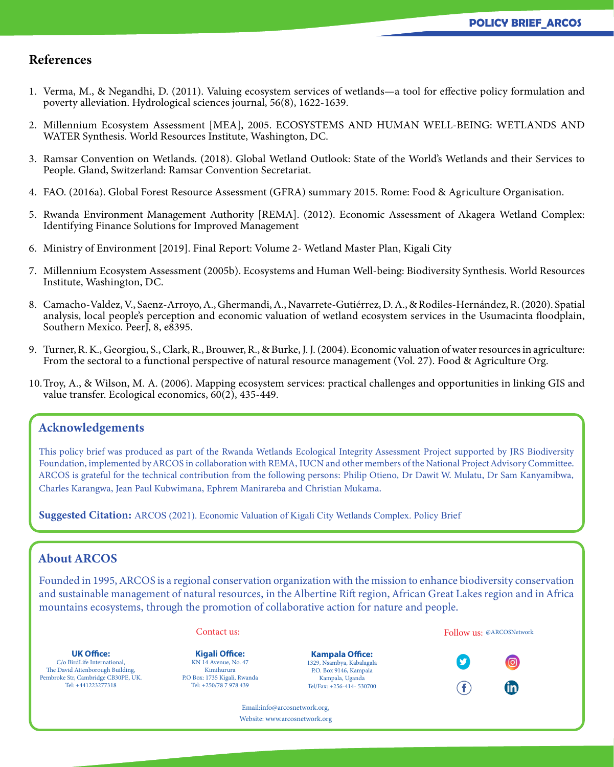## References

1. Verma, M., & Negandhi, D. (2011). Valuing ecosystem services of wetlands—a tool for effective policy formulation and poverty alleviation. Hydrological sciences journal, 56(8), 1622-1639.
2. Millennium Ecosystem Assessment [MEA], 2005. ECOSYSTEMS AND HUMAN WELL-BEING: WETLANDS AND WATER Synthesis. World Resources Institute, Washington, DC.
3. Ramsar Convention on Wetlands. (2018). Global Wetland Outlook: State of the World's Wetlands and their Services to People. Gland, Switzerland: Ramsar Convention Secretariat.
4. FAO. (2016a). Global Forest Resource Assessment (GFRA) summary 2015. Rome: Food & Agriculture Organisation.
5. Rwanda Environment Management Authority [REMA]. (2012). Economic Assessment of Akagera Wetland Complex: Identifying Finance Solutions for Improved Management
6. Ministry of Environment [2019]. Final Report: Volume 2- Wetland Master Plan, Kigali City
7. Millennium Ecosystem Assessment (2005b). Ecosystems and Human Well-being: Biodiversity Synthesis. World Resources Institute, Washington, DC.
8. Camacho-Valdez, V., Saenz-Arroyo, A., Ghermandi, A., Navarrete-Gutiérrez, D. A., & Rodiles-Hernández, R. (2020). Spatial analysis, local people's perception and economic valuation of wetland ecosystem services in the Usumacinta floodplain, Southern Mexico. PeerJ, 8, e8395.
9. Turner, R. K., Georgiou, S., Clark, R., Brouwer, R., & Burke, J. J. (2004). Economic valuation of water resources in agriculture: From the sectoral to a functional perspective of natural resource management (Vol. 27). Food & Agriculture Org.
10. Troy, A., & Wilson, M. A. (2006). Mapping ecosystem services: practical challenges and opportunities in linking GIS and value transfer. Ecological economics, 60(2), 435-449.

## Acknowledgements

This policy brief was produced as part of the Rwanda Wetlands Ecological Integrity Assessment Project supported by JRS Biodiversity Foundation, implemented by ARCOS in collaboration with REMA, IUCN and other members of the National Project Advisory Committee. ARCOS is grateful for the technical contribution from the following persons: Philip Otieno, Dr Dawit W. Mulatu, Dr Sam Kanyamibwa, Charles Karangwa, Jean Paul Kubwimana, Ephrem Manirareba and Christian Mukama.

**Suggested Citation:** ARCOS (2021). Economic Valuation of Kigali City Wetlands Complex. Policy Brief

## About ARCOS

Founded in 1995, ARCOS is a regional conservation organization with the mission to enhance biodiversity conservation and sustainable management of natural resources, in the Albertine Rift region, African Great Lakes region and in Africa mountains ecosystems, through the promotion of collaborative action for nature and people.

Contact us:

**UK Office:**
C/o BirdLife International,
The David Attenborough Building,
Pembroke Str, Cambridge CB30PE, UK.
Tel: +441223277318

**Kigali Office:**
KN 14 Avenue, No. 47
Kimihurura
P.O Box: 1735 Kigali, Rwanda
Tel: +250/78 7 978 439

**Kampala Office:**
1329, Nsambya, Kabalagala
P.O. Box 9146, Kampala
Kampala, Uganda
Tel/Fax: +256-414- 530700

Follow us: @ARCOSNetwork

Email:info@arcosnetwork.org,
Website: www.arcosnetwork.org